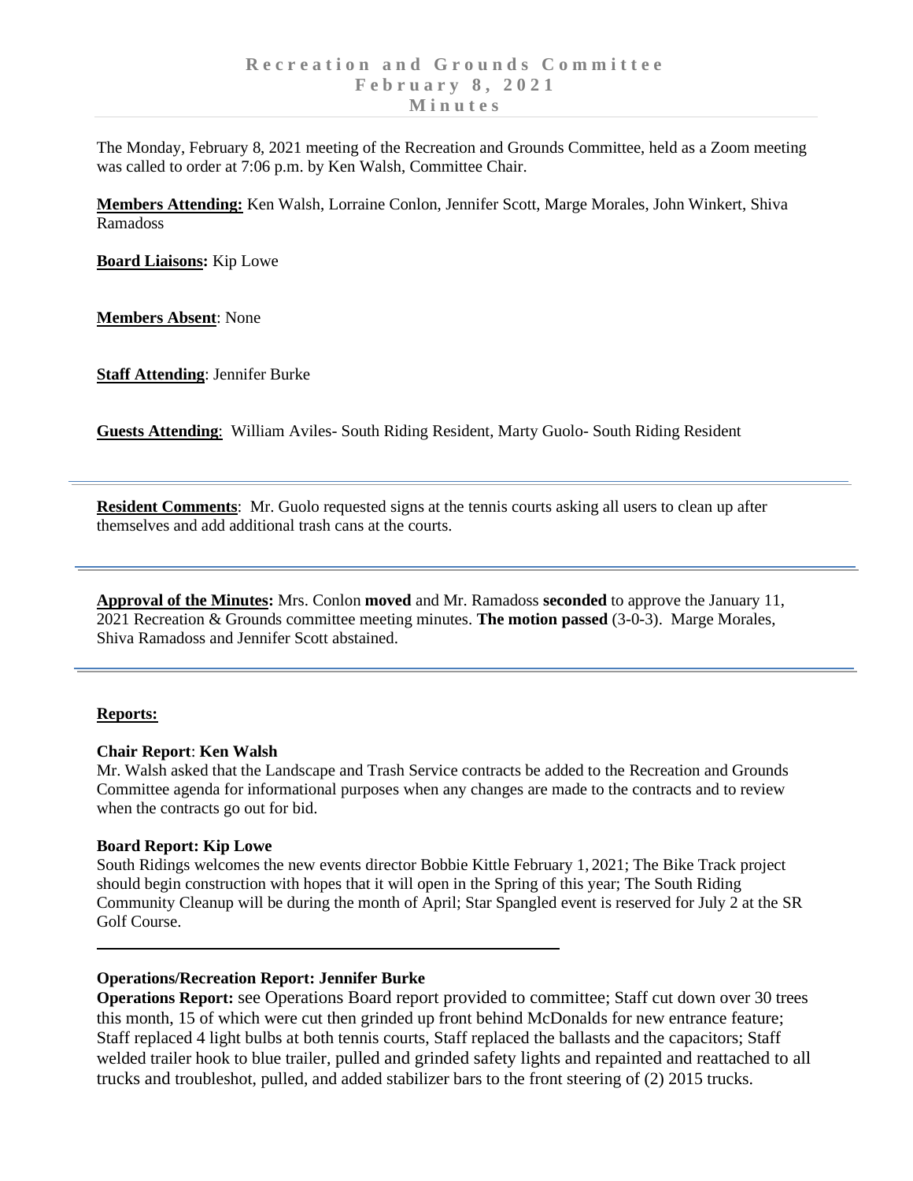# Recreation and Grounds Committee
## February 8, 2021
## Minutes

The Monday, February 8, 2021 meeting of the Recreation and Grounds Committee, held as a Zoom meeting was called to order at 7:06 p.m. by Ken Walsh, Committee Chair.

**Members Attending:** Ken Walsh, Lorraine Conlon, Jennifer Scott, Marge Morales, John Winkert, Shiva Ramadoss

**Board Liaisons:** Kip Lowe

**Members Absent**: None

**Staff Attending**: Jennifer Burke

**Guests Attending**: William Aviles- South Riding Resident, Marty Guolo- South Riding Resident

---

**Resident Comments**: Mr. Guolo requested signs at the tennis courts asking all users to clean up after themselves and add additional trash cans at the courts.

---

**Approval of the Minutes:** Mrs. Conlon **moved** and Mr. Ramadoss **seconded** to approve the January 11, 2021 Recreation & Grounds committee meeting minutes. **The motion passed** (3-0-3). Marge Morales, Shiva Ramadoss and Jennifer Scott abstained.

---

**Reports:**

**Chair Report**: **Ken Walsh**
Mr. Walsh asked that the Landscape and Trash Service contracts be added to the Recreation and Grounds Committee agenda for informational purposes when any changes are made to the contracts and to review when the contracts go out for bid.

**Board Report: Kip Lowe**
South Ridings welcomes the new events director Bobbie Kittle February 1, 2021; The Bike Track project should begin construction with hopes that it will open in the Spring of this year; The South Riding Community Cleanup will be during the month of April; Star Spangled event is reserved for July 2 at the SR Golf Course.

---

**Operations/Recreation Report: Jennifer Burke**
**Operations Report:** see Operations Board report provided to committee; Staff cut down over 30 trees this month, 15 of which were cut then grinded up front behind McDonalds for new entrance feature; Staff replaced 4 light bulbs at both tennis courts, Staff replaced the ballasts and the capacitors; Staff welded trailer hook to blue trailer, pulled and grinded safety lights and repainted and reattached to all trucks and troubleshot, pulled, and added stabilizer bars to the front steering of (2) 2015 trucks.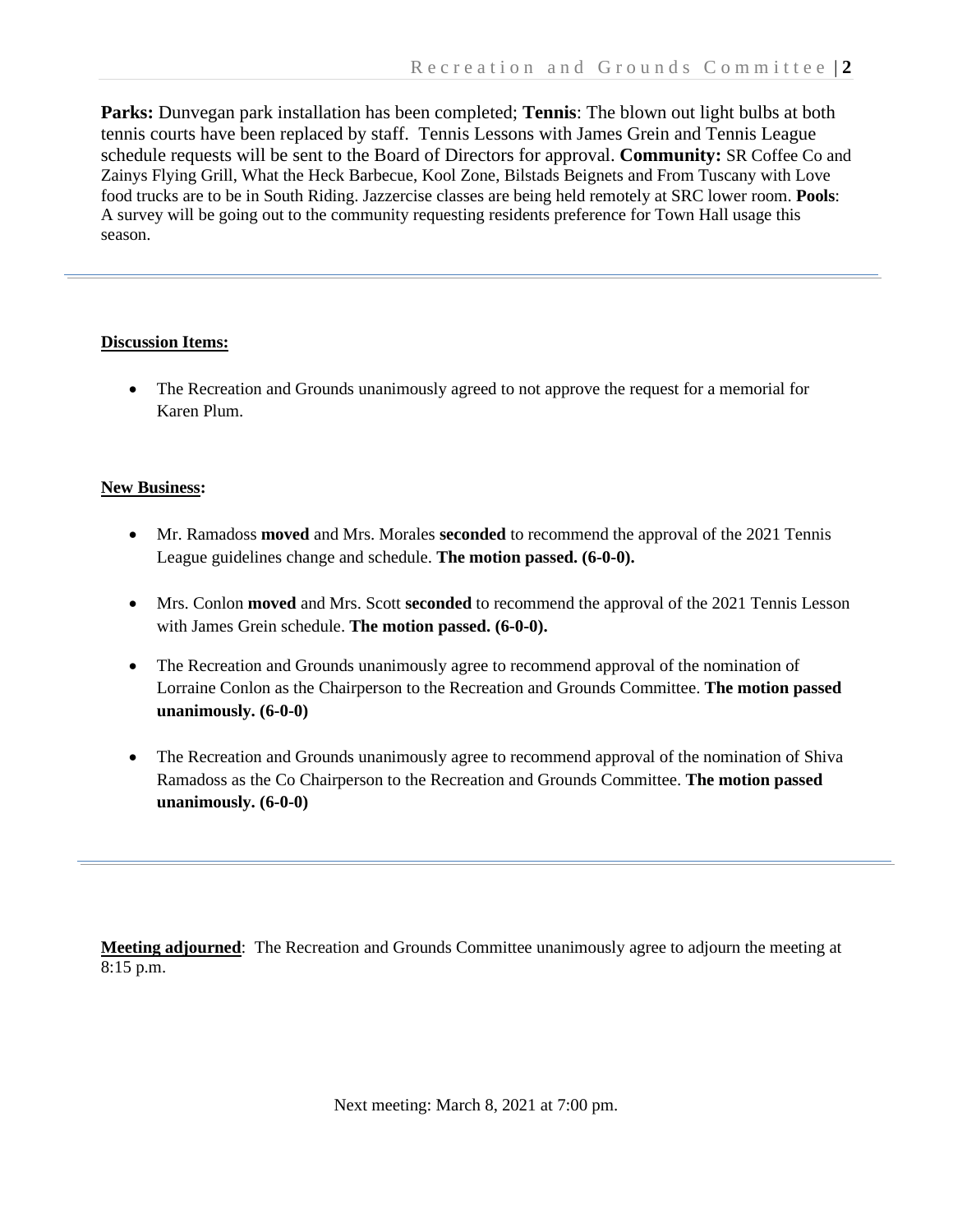**Parks:** Dunvegan park installation has been completed; **Tennis**: The blown out light bulbs at both tennis courts have been replaced by staff. Tennis Lessons with James Grein and Tennis League schedule requests will be sent to the Board of Directors for approval. **Community:** SR Coffee Co and Zainys Flying Grill, What the Heck Barbecue, Kool Zone, Bilstads Beignets and From Tuscany with Love food trucks are to be in South Riding. Jazzercise classes are being held remotely at SRC lower room. **Pools**: A survey will be going out to the community requesting residents preference for Town Hall usage this season.

---

**Discussion Items:**

- The Recreation and Grounds unanimously agreed to not approve the request for a memorial for Karen Plum.

**New Business:**

- Mr. Ramadoss **moved** and Mrs. Morales **seconded** to recommend the approval of the 2021 Tennis League guidelines change and schedule. **The motion passed. (6-0-0).**
- Mrs. Conlon **moved** and Mrs. Scott **seconded** to recommend the approval of the 2021 Tennis Lesson with James Grein schedule. **The motion passed. (6-0-0).**
- The Recreation and Grounds unanimously agree to recommend approval of the nomination of Lorraine Conlon as the Chairperson to the Recreation and Grounds Committee. **The motion passed unanimously. (6-0-0)**
- The Recreation and Grounds unanimously agree to recommend approval of the nomination of Shiva Ramadoss as the Co Chairperson to the Recreation and Grounds Committee. **The motion passed unanimously. (6-0-0)**

---

**Meeting adjourned**: The Recreation and Grounds Committee unanimously agree to adjourn the meeting at 8:15 p.m.

Next meeting: March 8, 2021 at 7:00 pm.